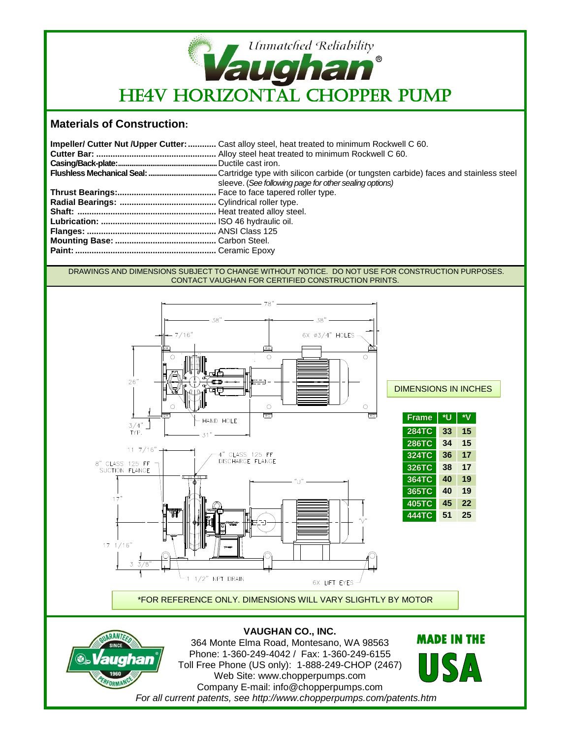Unmatched Reliability

**Vaughan®**

# HE4V HORIZONTAL CHOPPER PUMP

## Materials of Construction:

**Impeller/ Cutter Nut /Upper Cutter:** ............ Cast alloy steel, heat treated to minimum Rockwell C 60.
**Cutter Bar:** .................................................. Alloy steel heat treated to minimum Rockwell C 60.
**Casing/Back-plate:**.................................................. Ductile cast iron.
**Flushless Mechanical Seal:** .................................. Cartridge type with silicon carbide (or tungsten carbide) faces and stainless steel sleeve. (*See following page for other sealing options*)
**Thrust Bearings:**......................................... Face to face tapered roller type.
**Radial Bearings:** ........................................ Cylindrical roller type.
**Shaft:** .......................................................... Heat treated alloy steel.
**Lubrication:** ................................................ ISO 46 hydraulic oil.
**Flanges:** ...................................................... ANSI Class 125
**Mounting Base:** .......................................... Carbon Steel.
**Paint:** ........................................................... Ceramic Epoxy

DRAWINGS AND DIMENSIONS SUBJECT TO CHANGE WITHOUT NOTICE. DO NOT USE FOR CONSTRUCTION PURPOSES. CONTACT VAUGHAN FOR CERTIFIED CONSTRUCTION PRINTS.

78"
38"
38"
7/16"
6X ø3/4" HOLES
26"
3/4" TYP.
HAND HOLE
31"
11 7/16"
8" CLASS 125 FF SUCTION FLANGE
4" CLASS 125 FF DISCHARGE FLANGE
"U"
17"
"V"
17 1/16"
3 3/8"
1 1/2" NPT DRAIN
6X LIFT EYES

DIMENSIONS IN INCHES

| Frame | *U | *V |
|---|---|---|
| 284TC | 33 | 15 |
| 286TC | 34 | 15 |
| 324TC | 36 | 17 |
| 326TC | 38 | 17 |
| 364TC | 40 | 19 |
| 365TC | 40 | 19 |
| 405TC | 45 | 22 |
| 444TC | 51 | 25 |

*FOR REFERENCE ONLY. DIMENSIONS WILL VARY SLIGHTLY BY MOTOR

GUARANTEED SINCE 1960 PERFORMANCE — Vaughan®

**VAUGHAN CO., INC.**
364 Monte Elma Road, Montesano, WA 98563
Phone: 1-360-249-4042 / Fax: 1-360-249-6155
Toll Free Phone (US only): 1-888-249-CHOP (2467)
Web Site: www.chopperpumps.com
Company E-mail: info@chopperpumps.com
*For all current patents, see http://www.chopperpumps.com/patents.htm*

MADE IN THE USA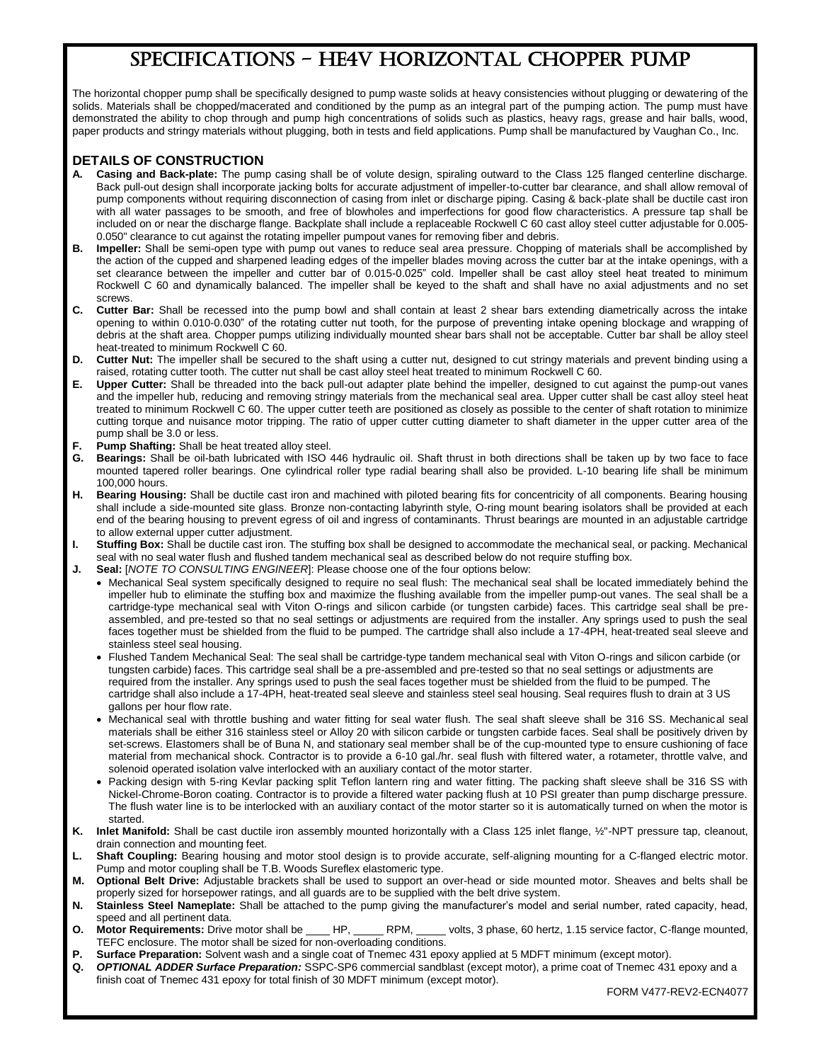# SPECIFICATIONS - HE4V HORIZONTAL CHOPPER PUMP

The horizontal chopper pump shall be specifically designed to pump waste solids at heavy consistencies without plugging or dewatering of the solids. Materials shall be chopped/macerated and conditioned by the pump as an integral part of the pumping action. The pump must have demonstrated the ability to chop through and pump high concentrations of solids such as plastics, heavy rags, grease and hair balls, wood, paper products and stringy materials without plugging, both in tests and field applications. Pump shall be manufactured by Vaughan Co., Inc.

## DETAILS OF CONSTRUCTION

**A. Casing and Back-plate:** The pump casing shall be of volute design, spiraling outward to the Class 125 flanged centerline discharge. Back pull-out design shall incorporate jacking bolts for accurate adjustment of impeller-to-cutter bar clearance, and shall allow removal of pump components without requiring disconnection of casing from inlet or discharge piping. Casing & back-plate shall be ductile cast iron with all water passages to be smooth, and free of blowholes and imperfections for good flow characteristics. A pressure tap shall be included on or near the discharge flange. Backplate shall include a replaceable Rockwell C 60 cast alloy steel cutter adjustable for 0.005-0.050" clearance to cut against the rotating impeller pumpout vanes for removing fiber and debris.

**B. Impeller:** Shall be semi-open type with pump out vanes to reduce seal area pressure. Chopping of materials shall be accomplished by the action of the cupped and sharpened leading edges of the impeller blades moving across the cutter bar at the intake openings, with a set clearance between the impeller and cutter bar of 0.015-0.025" cold. Impeller shall be cast alloy steel heat treated to minimum Rockwell C 60 and dynamically balanced. The impeller shall be keyed to the shaft and shall have no axial adjustments and no set screws.

**C. Cutter Bar:** Shall be recessed into the pump bowl and shall contain at least 2 shear bars extending diametrically across the intake opening to within 0.010-0.030" of the rotating cutter nut tooth, for the purpose of preventing intake opening blockage and wrapping of debris at the shaft area. Chopper pumps utilizing individually mounted shear bars shall not be acceptable. Cutter bar shall be alloy steel heat-treated to minimum Rockwell C 60.

**D. Cutter Nut:** The impeller shall be secured to the shaft using a cutter nut, designed to cut stringy materials and prevent binding using a raised, rotating cutter tooth. The cutter nut shall be cast alloy steel heat treated to minimum Rockwell C 60.

**E. Upper Cutter:** Shall be threaded into the back pull-out adapter plate behind the impeller, designed to cut against the pump-out vanes and the impeller hub, reducing and removing stringy materials from the mechanical seal area. Upper cutter shall be cast alloy steel heat treated to minimum Rockwell C 60. The upper cutter teeth are positioned as closely as possible to the center of shaft rotation to minimize cutting torque and nuisance motor tripping. The ratio of upper cutter cutting diameter to shaft diameter in the upper cutter area of the pump shall be 3.0 or less.

**F. Pump Shafting:** Shall be heat treated alloy steel.

**G. Bearings:** Shall be oil-bath lubricated with ISO 446 hydraulic oil. Shaft thrust in both directions shall be taken up by two face to face mounted tapered roller bearings. One cylindrical roller type radial bearing shall also be provided. L-10 bearing life shall be minimum 100,000 hours.

**H. Bearing Housing:** Shall be ductile cast iron and machined with piloted bearing fits for concentricity of all components. Bearing housing shall include a side-mounted site glass. Bronze non-contacting labyrinth style, O-ring mount bearing isolators shall be provided at each end of the bearing housing to prevent egress of oil and ingress of contaminants. Thrust bearings are mounted in an adjustable cartridge to allow external upper cutter adjustment.

**I. Stuffing Box:** Shall be ductile cast iron. The stuffing box shall be designed to accommodate the mechanical seal, or packing. Mechanical seal with no seal water flush and flushed tandem mechanical seal as described below do not require stuffing box.

**J. Seal:** [*NOTE TO CONSULTING ENGINEER*]: Please choose one of the four options below:

- Mechanical Seal system specifically designed to require no seal flush: The mechanical seal shall be located immediately behind the impeller hub to eliminate the stuffing box and maximize the flushing available from the impeller pump-out vanes. The seal shall be a cartridge-type mechanical seal with Viton O-rings and silicon carbide (or tungsten carbide) faces. This cartridge seal shall be pre-assembled, and pre-tested so that no seal settings or adjustments are required from the installer. Any springs used to push the seal faces together must be shielded from the fluid to be pumped. The cartridge shall also include a 17-4PH, heat-treated seal sleeve and stainless steel seal housing.
- Flushed Tandem Mechanical Seal: The seal shall be cartridge-type tandem mechanical seal with Viton O-rings and silicon carbide (or tungsten carbide) faces. This cartridge seal shall be a pre-assembled and pre-tested so that no seal settings or adjustments are required from the installer. Any springs used to push the seal faces together must be shielded from the fluid to be pumped. The cartridge shall also include a 17-4PH, heat-treated seal sleeve and stainless steel seal housing. Seal requires flush to drain at 3 US gallons per hour flow rate.
- Mechanical seal with throttle bushing and water fitting for seal water flush. The seal shaft sleeve shall be 316 SS. Mechanical seal materials shall be either 316 stainless steel or Alloy 20 with silicon carbide or tungsten carbide faces. Seal shall be positively driven by set-screws. Elastomers shall be of Buna N, and stationary seal member shall be of the cup-mounted type to ensure cushioning of face material from mechanical shock. Contractor is to provide a 6-10 gal./hr. seal flush with filtered water, a rotameter, throttle valve, and solenoid operated isolation valve interlocked with an auxiliary contact of the motor starter.
- Packing design with 5-ring Kevlar packing split Teflon lantern ring and water fitting. The packing shaft sleeve shall be 316 SS with Nickel-Chrome-Boron coating. Contractor is to provide a filtered water packing flush at 10 PSI greater than pump discharge pressure. The flush water line is to be interlocked with an auxiliary contact of the motor starter so it is automatically turned on when the motor is started.

**K. Inlet Manifold:** Shall be cast ductile iron assembly mounted horizontally with a Class 125 inlet flange, ½"-NPT pressure tap, cleanout, drain connection and mounting feet.

**L. Shaft Coupling:** Bearing housing and motor stool design is to provide accurate, self-aligning mounting for a C-flanged electric motor. Pump and motor coupling shall be T.B. Woods Sureflex elastomeric type.

**M. Optional Belt Drive:** Adjustable brackets shall be used to support an over-head or side mounted motor. Sheaves and belts shall be properly sized for horsepower ratings, and all guards are to be supplied with the belt drive system.

**N. Stainless Steel Nameplate:** Shall be attached to the pump giving the manufacturer's model and serial number, rated capacity, head, speed and all pertinent data.

**O. Motor Requirements:** Drive motor shall be ____ HP, _____ RPM, _____ volts, 3 phase, 60 hertz, 1.15 service factor, C-flange mounted, TEFC enclosure. The motor shall be sized for non-overloading conditions.

**P. Surface Preparation:** Solvent wash and a single coat of Tnemec 431 epoxy applied at 5 MDFT minimum (except motor).

**Q.** ***OPTIONAL ADDER Surface Preparation:*** SSPC-SP6 commercial sandblast (except motor), a prime coat of Tnemec 431 epoxy and a finish coat of Tnemec 431 epoxy for total finish of 30 MDFT minimum (except motor).

FORM V477-REV2-ECN4077